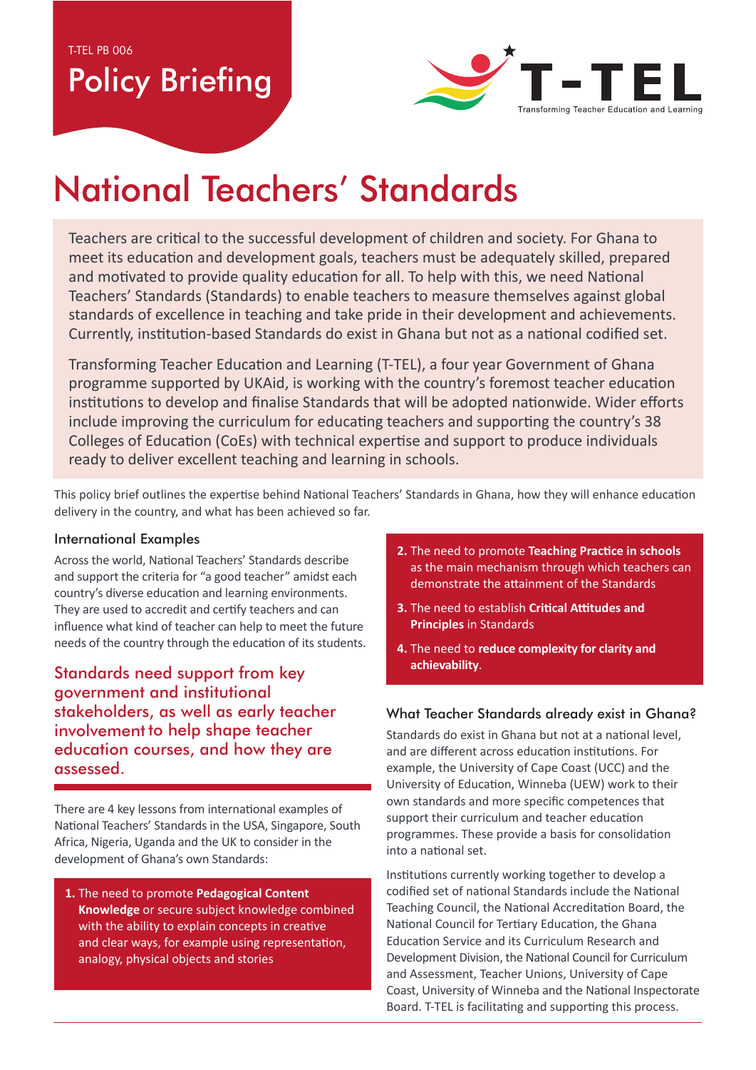T-TEL PB 006

Policy Briefing

T-TEL
Transforming Teacher Education and Learning

# National Teachers' Standards

Teachers are critical to the successful development of children and society. For Ghana to meet its education and development goals, teachers must be adequately skilled, prepared and motivated to provide quality education for all. To help with this, we need National Teachers' Standards (Standards) to enable teachers to measure themselves against global standards of excellence in teaching and take pride in their development and achievements. Currently, institution-based Standards do exist in Ghana but not as a national codified set.

Transforming Teacher Education and Learning (T-TEL), a four year Government of Ghana programme supported by UKAid, is working with the country's foremost teacher education institutions to develop and finalise Standards that will be adopted nationwide. Wider efforts include improving the curriculum for educating teachers and supporting the country's 38 Colleges of Education (CoEs) with technical expertise and support to produce individuals ready to deliver excellent teaching and learning in schools.

This policy brief outlines the expertise behind National Teachers' Standards in Ghana, how they will enhance education delivery in the country, and what has been achieved so far.

## International Examples

Across the world, National Teachers' Standards describe and support the criteria for "a good teacher" amidst each country's diverse education and learning environments. They are used to accredit and certify teachers and can influence what kind of teacher can help to meet the future needs of the country through the education of its students.

> Standards need support from key government and institutional stakeholders, as well as early teacher involvement to help shape teacher education courses, and how they are assessed.

There are 4 key lessons from international examples of National Teachers' Standards in the USA, Singapore, South Africa, Nigeria, Uganda and the UK to consider in the development of Ghana's own Standards:

1. The need to promote **Pedagogical Content Knowledge** or secure subject knowledge combined with the ability to explain concepts in creative and clear ways, for example using representation, analogy, physical objects and stories
2. The need to promote **Teaching Practice in schools** as the main mechanism through which teachers can demonstrate the attainment of the Standards
3. The need to establish **Critical Attitudes and Principles** in Standards
4. The need to **reduce complexity for clarity and achievability**.

## What Teacher Standards already exist in Ghana?

Standards do exist in Ghana but not at a national level, and are different across education institutions. For example, the University of Cape Coast (UCC) and the University of Education, Winneba (UEW) work to their own standards and more specific competences that support their curriculum and teacher education programmes. These provide a basis for consolidation into a national set.

Institutions currently working together to develop a codified set of national Standards include the National Teaching Council, the National Accreditation Board, the National Council for Tertiary Education, the Ghana Education Service and its Curriculum Research and Development Division, the National Council for Curriculum and Assessment, Teacher Unions, University of Cape Coast, University of Winneba and the National Inspectorate Board. T-TEL is facilitating and supporting this process.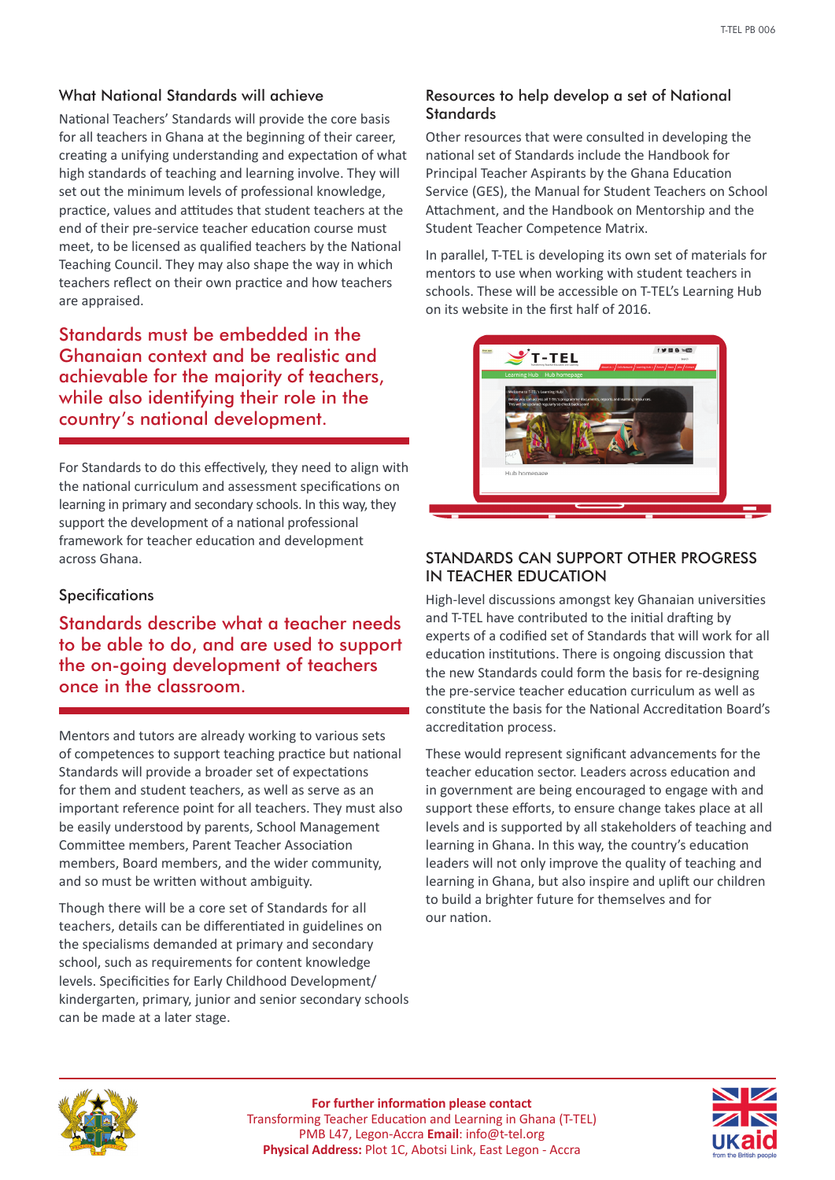## What National Standards will achieve

National Teachers' Standards will provide the core basis for all teachers in Ghana at the beginning of their career, creating a unifying understanding and expectation of what high standards of teaching and learning involve. They will set out the minimum levels of professional knowledge, practice, values and attitudes that student teachers at the end of their pre-service teacher education course must meet, to be licensed as qualified teachers by the National Teaching Council. They may also shape the way in which teachers reflect on their own practice and how teachers are appraised.

> Standards must be embedded in the Ghanaian context and be realistic and achievable for the majority of teachers, while also identifying their role in the country's national development.

For Standards to do this effectively, they need to align with the national curriculum and assessment specifications on learning in primary and secondary schools. In this way, they support the development of a national professional framework for teacher education and development across Ghana.

## Specifications

> Standards describe what a teacher needs to be able to do, and are used to support the on-going development of teachers once in the classroom.

Mentors and tutors are already working to various sets of competences to support teaching practice but national Standards will provide a broader set of expectations for them and student teachers, as well as serve as an important reference point for all teachers. They must also be easily understood by parents, School Management Committee members, Parent Teacher Association members, Board members, and the wider community, and so must be written without ambiguity.

Though there will be a core set of Standards for all teachers, details can be differentiated in guidelines on the specialisms demanded at primary and secondary school, such as requirements for content knowledge levels. Specificities for Early Childhood Development/ kindergarten, primary, junior and senior secondary schools can be made at a later stage.

## Resources to help develop a set of National Standards

Other resources that were consulted in developing the national set of Standards include the Handbook for Principal Teacher Aspirants by the Ghana Education Service (GES), the Manual for Student Teachers on School Attachment, and the Handbook on Mentorship and the Student Teacher Competence Matrix.

In parallel, T-TEL is developing its own set of materials for mentors to use when working with student teachers in schools. These will be accessible on T-TEL's Learning Hub on its website in the first half of 2016.

## STANDARDS CAN SUPPORT OTHER PROGRESS IN TEACHER EDUCATION

High-level discussions amongst key Ghanaian universities and T-TEL have contributed to the initial drafting by experts of a codified set of Standards that will work for all education institutions. There is ongoing discussion that the new Standards could form the basis for re-designing the pre-service teacher education curriculum as well as constitute the basis for the National Accreditation Board's accreditation process.

These would represent significant advancements for the teacher education sector. Leaders across education and in government are being encouraged to engage with and support these efforts, to ensure change takes place at all levels and is supported by all stakeholders of teaching and learning in Ghana. In this way, the country's education leaders will not only improve the quality of teaching and learning in Ghana, but also inspire and uplift our children to build a brighter future for themselves and for our nation.

**For further information please contact**
Transforming Teacher Education and Learning in Ghana (T-TEL)
PMB L47, Legon-Accra **Email**: info@t-tel.org
**Physical Address:** Plot 1C, Abotsi Link, East Legon - Accra